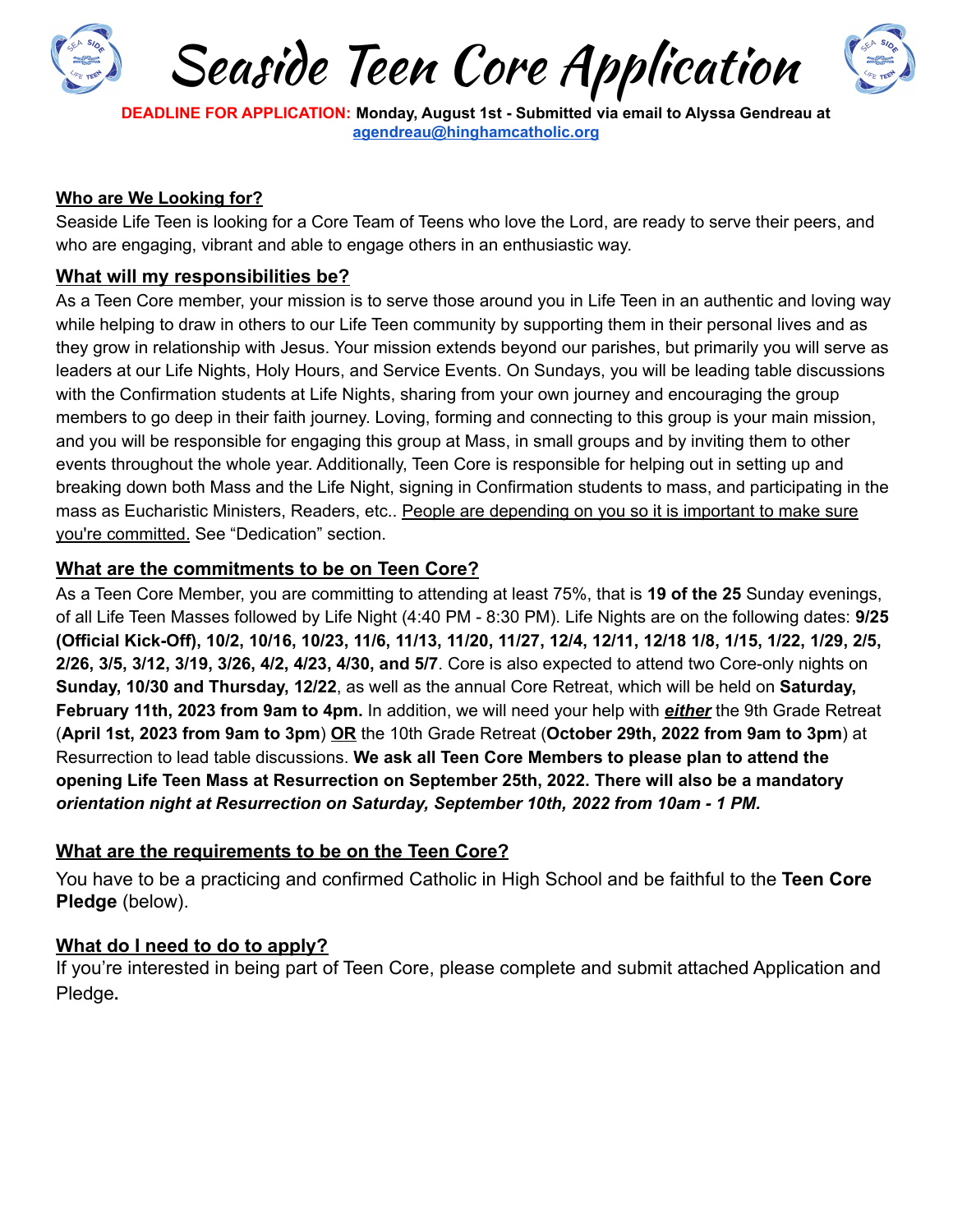# Seaside Teen Core Application

**DEADLINE FOR APPLICATION: Monday, August 1st - Submitted via email to Alyssa Gendreau at agendreau@hinghamcatholic.org**

## Who are We Looking for?

Seaside Life Teen is looking for a Core Team of Teens who love the Lord, are ready to serve their peers, and who are engaging, vibrant and able to engage others in an enthusiastic way.

## What will my responsibilities be?

As a Teen Core member, your mission is to serve those around you in Life Teen in an authentic and loving way while helping to draw in others to our Life Teen community by supporting them in their personal lives and as they grow in relationship with Jesus. Your mission extends beyond our parishes, but primarily you will serve as leaders at our Life Nights, Holy Hours, and Service Events. On Sundays, you will be leading table discussions with the Confirmation students at Life Nights, sharing from your own journey and encouraging the group members to go deep in their faith journey. Loving, forming and connecting to this group is your main mission, and you will be responsible for engaging this group at Mass, in small groups and by inviting them to other events throughout the whole year. Additionally, Teen Core is responsible for helping out in setting up and breaking down both Mass and the Life Night, signing in Confirmation students to mass, and participating in the mass as Eucharistic Ministers, Readers, etc.. People are depending on you so it is important to make sure you're committed. See "Dedication" section.

## What are the commitments to be on Teen Core?

As a Teen Core Member, you are committing to attending at least 75%, that is **19 of the 25** Sunday evenings, of all Life Teen Masses followed by Life Night (4:40 PM - 8:30 PM). Life Nights are on the following dates: **9/25 (Official Kick-Off), 10/2, 10/16, 10/23, 11/6, 11/13, 11/20, 11/27, 12/4, 12/11, 12/18 1/8, 1/15, 1/22, 1/29, 2/5, 2/26, 3/5, 3/12, 3/19, 3/26, 4/2, 4/23, 4/30, and 5/7**. Core is also expected to attend two Core-only nights on **Sunday, 10/30 and Thursday, 12/22**, as well as the annual Core Retreat, which will be held on **Saturday, February 11th, 2023 from 9am to 4pm.** In addition, we will need your help with ***either*** the 9th Grade Retreat (**April 1st, 2023 from 9am to 3pm**) **OR** the 10th Grade Retreat (**October 29th, 2022 from 9am to 3pm**) at Resurrection to lead table discussions. **We ask all Teen Core Members to please plan to attend the opening Life Teen Mass at Resurrection on September 25th, 2022. There will also be a mandatory *orientation night at Resurrection on Saturday, September 10th, 2022 from 10am - 1 PM.***

## What are the requirements to be on the Teen Core?

You have to be a practicing and confirmed Catholic in High School and be faithful to the **Teen Core Pledge** (below).

## What do I need to do to apply?

If you're interested in being part of Teen Core, please complete and submit attached Application and Pledge.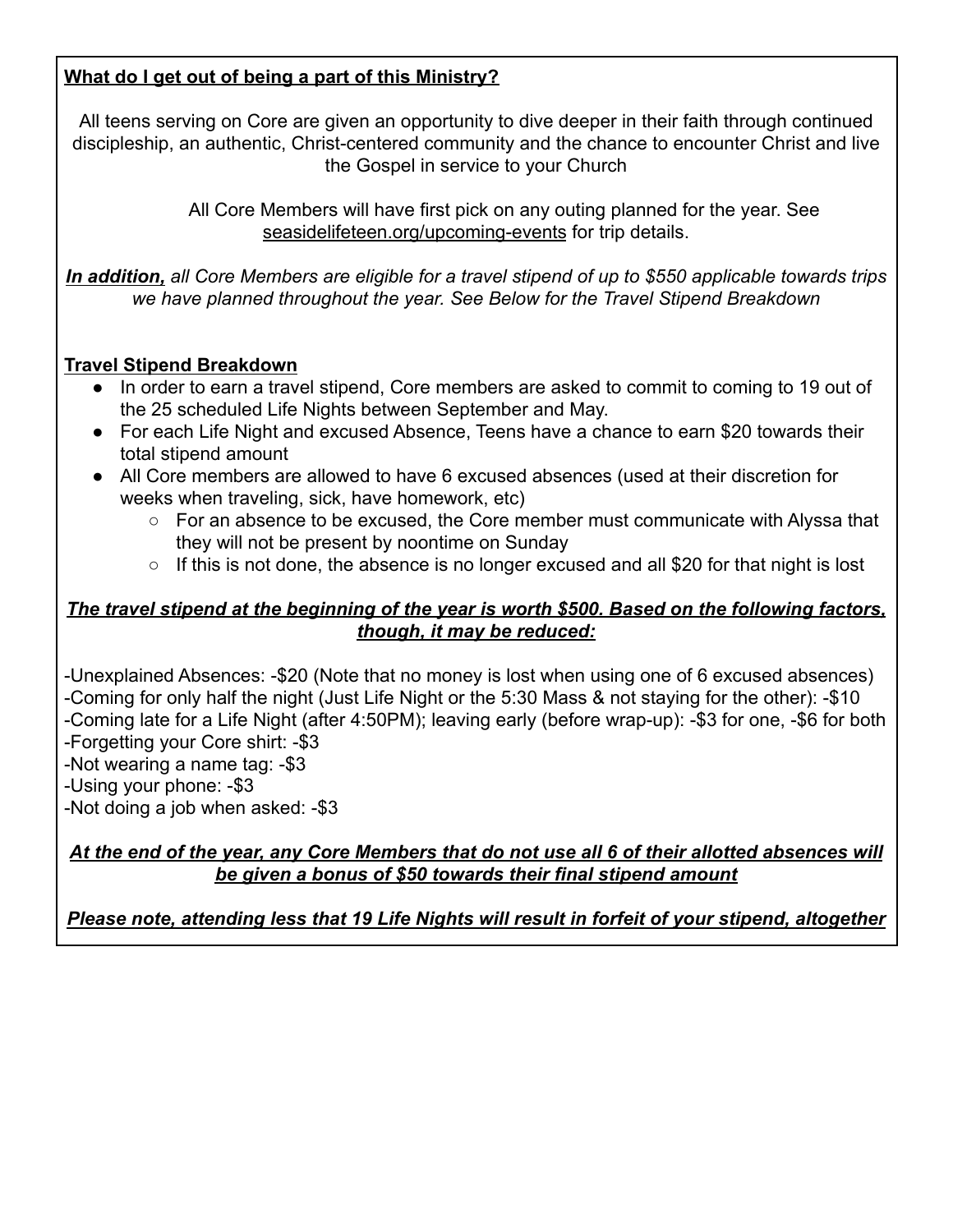**<u>What do I get out of being a part of this Ministry?</u>**

All teens serving on Core are given an opportunity to dive deeper in their faith through continued discipleship, an authentic, Christ-centered community and the chance to encounter Christ and live the Gospel in service to your Church

All Core Members will have first pick on any outing planned for the year. See seasidelifeteen.org/upcoming-events for trip details.

***<u>In addition,</u>*** *all Core Members are eligible for a travel stipend of up to $550 applicable towards trips we have planned throughout the year. See Below for the Travel Stipend Breakdown*

**<u>Travel Stipend Breakdown</u>**

- In order to earn a travel stipend, Core members are asked to commit to coming to 19 out of the 25 scheduled Life Nights between September and May.
- For each Life Night and excused Absence, Teens have a chance to earn $20 towards their total stipend amount
- All Core members are allowed to have 6 excused absences (used at their discretion for weeks when traveling, sick, have homework, etc)
  - For an absence to be excused, the Core member must communicate with Alyssa that they will not be present by noontime on Sunday
  - If this is not done, the absence is no longer excused and all $20 for that night is lost

***<u>The travel stipend at the beginning of the year is worth $500. Based on the following factors, though, it may be reduced:</u>***

-Unexplained Absences: -$20 (Note that no money is lost when using one of 6 excused absences)
-Coming for only half the night (Just Life Night or the 5:30 Mass & not staying for the other): -$10
-Coming late for a Life Night (after 4:50PM); leaving early (before wrap-up): -$3 for one, -$6 for both
-Forgetting your Core shirt: -$3
-Not wearing a name tag: -$3
-Using your phone: -$3
-Not doing a job when asked: -$3

***<u>At the end of the year, any Core Members that do not use all 6 of their allotted absences will be given a bonus of $50 towards their final stipend amount</u>***

***<u>Please note, attending less that 19 Life Nights will result in forfeit of your stipend, altogether</u>***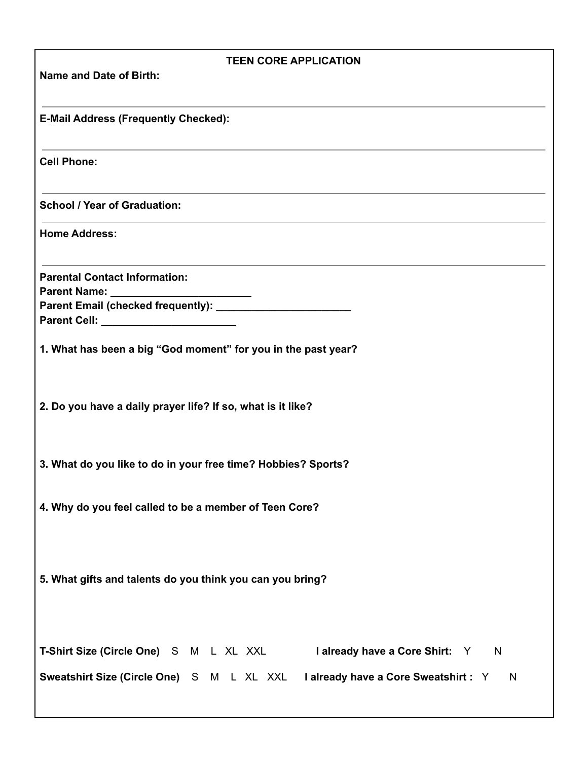# TEEN CORE APPLICATION

**Name and Date of Birth:**

---

**E-Mail Address (Frequently Checked):**

---

**Cell Phone:**

---

**School / Year of Graduation:**

---

**Home Address:**

---

**Parental Contact Information:**

**Parent Name: _______________________**

**Parent Email (checked frequently): _______________________**

**Parent Cell: _______________________**

**1. What has been a big "God moment" for you in the past year?**

**2. Do you have a daily prayer life? If so, what is it like?**

**3. What do you like to do in your free time? Hobbies? Sports?**

**4. Why do you feel called to be a member of Teen Core?**

**5. What gifts and talents do you think you can you bring?**

**T-Shirt Size (Circle One)** S M L XL XXL **I already have a Core Shirt:** Y N

**Sweatshirt Size (Circle One)** S M L XL XXL **I already have a Core Sweatshirt :** Y N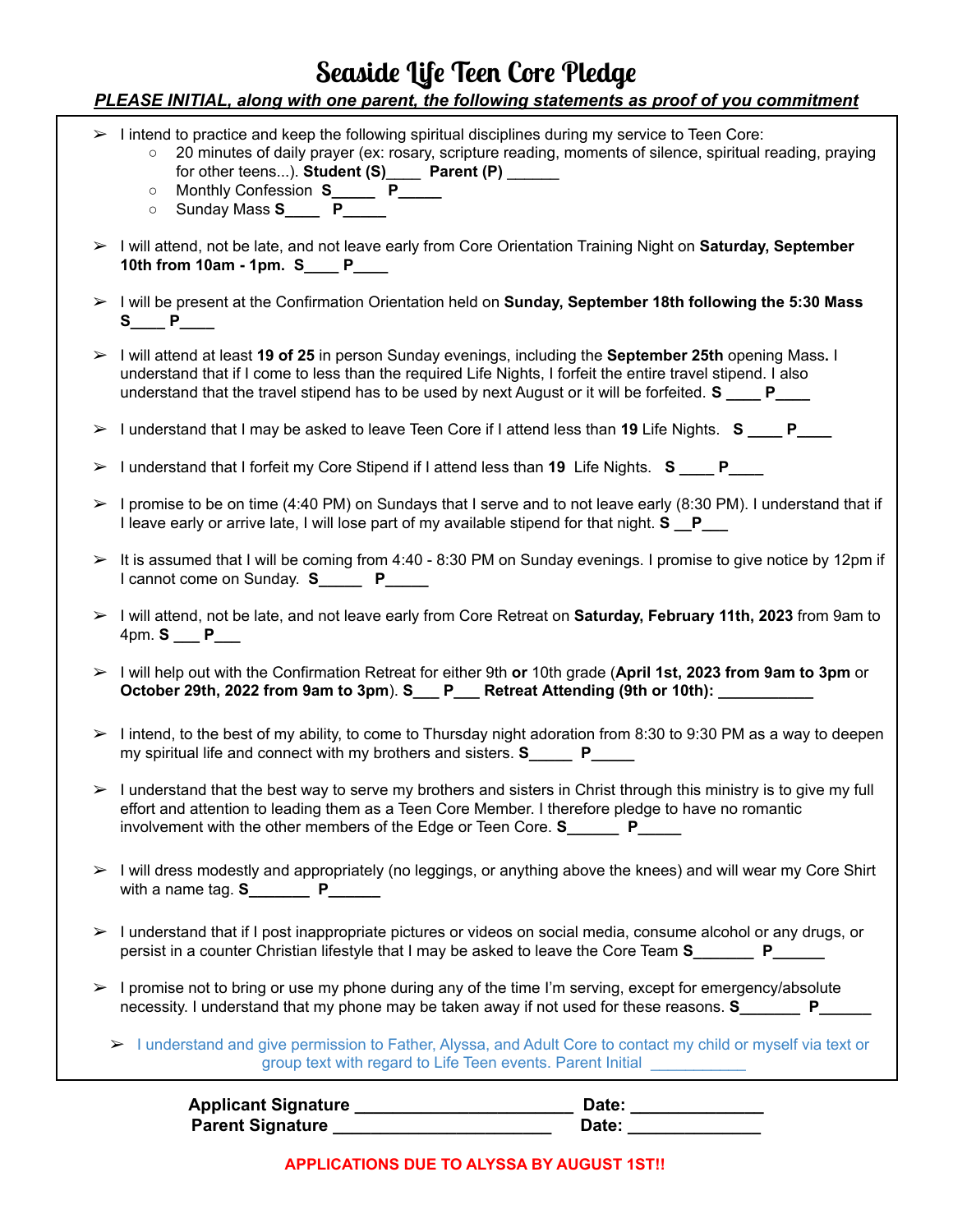# Seaside Life Teen Core Pledge

***PLEASE INITIAL, along with one parent, the following statements as proof of you commitment***

- I intend to practice and keep the following spiritual disciplines during my service to Teen Core:
  - 20 minutes of daily prayer (ex: rosary, scripture reading, moments of silence, spiritual reading, praying for other teens...). **Student (S)**____ **Parent (P)** ______
  - Monthly Confession **S**_____ **P**_____
  - Sunday Mass **S**____ **P**_____
- I will attend, not be late, and not leave early from Core Orientation Training Night on **Saturday, September 10th from 10am - 1pm. S____ P____**
- I will be present at the Confirmation Orientation held on **Sunday, September 18th following the 5:30 Mass S____ P____**
- I will attend at least **19 of 25** in person Sunday evenings, including the **September 25th** opening Mass**.** I understand that if I come to less than the required Life Nights, I forfeit the entire travel stipend. I also understand that the travel stipend has to be used by next August or it will be forfeited. **S** ____ **P**____
- I understand that I may be asked to leave Teen Core if I attend less than **19** Life Nights. **S** ____ **P**____
- I understand that I forfeit my Core Stipend if I attend less than **19** Life Nights. **S** ____ **P**____
- I promise to be on time (4:40 PM) on Sundays that I serve and to not leave early (8:30 PM). I understand that if I leave early or arrive late, I will lose part of my available stipend for that night. **S** __**P**___
- It is assumed that I will be coming from 4:40 - 8:30 PM on Sunday evenings. I promise to give notice by 12pm if I cannot come on Sunday. **S**_____ **P**_____
- I will attend, not be late, and not leave early from Core Retreat on **Saturday, February 11th, 2023** from 9am to 4pm. **S** ___ **P**___
- I will help out with the Confirmation Retreat for either 9th **or** 10th grade (**April 1st, 2023 from 9am to 3pm** or **October 29th, 2022 from 9am to 3pm**). **S**___ **P**___ **Retreat Attending (9th or 10th): ___________**
- I intend, to the best of my ability, to come to Thursday night adoration from 8:30 to 9:30 PM as a way to deepen my spiritual life and connect with my brothers and sisters. **S**_____ **P**_____
- I understand that the best way to serve my brothers and sisters in Christ through this ministry is to give my full effort and attention to leading them as a Teen Core Member. I therefore pledge to have no romantic involvement with the other members of the Edge or Teen Core. **S**______ **P**_____
- I will dress modestly and appropriately (no leggings, or anything above the knees) and will wear my Core Shirt with a name tag. **S**_______ **P**______
- I understand that if I post inappropriate pictures or videos on social media, consume alcohol or any drugs, or persist in a counter Christian lifestyle that I may be asked to leave the Core Team **S**_______ **P**______
- I promise not to bring or use my phone during any of the time I'm serving, except for emergency/absolute necessity. I understand that my phone may be taken away if not used for these reasons. **S**_______ **P**______
- I understand and give permission to Father, Alyssa, and Adult Core to contact my child or myself via text or group text with regard to Life Teen events. Parent Initial ___________

**Applicant Signature ______________________ Date: ______________**

**Parent Signature ______________________ Date: ______________**

**APPLICATIONS DUE TO ALYSSA BY AUGUST 1ST!!**